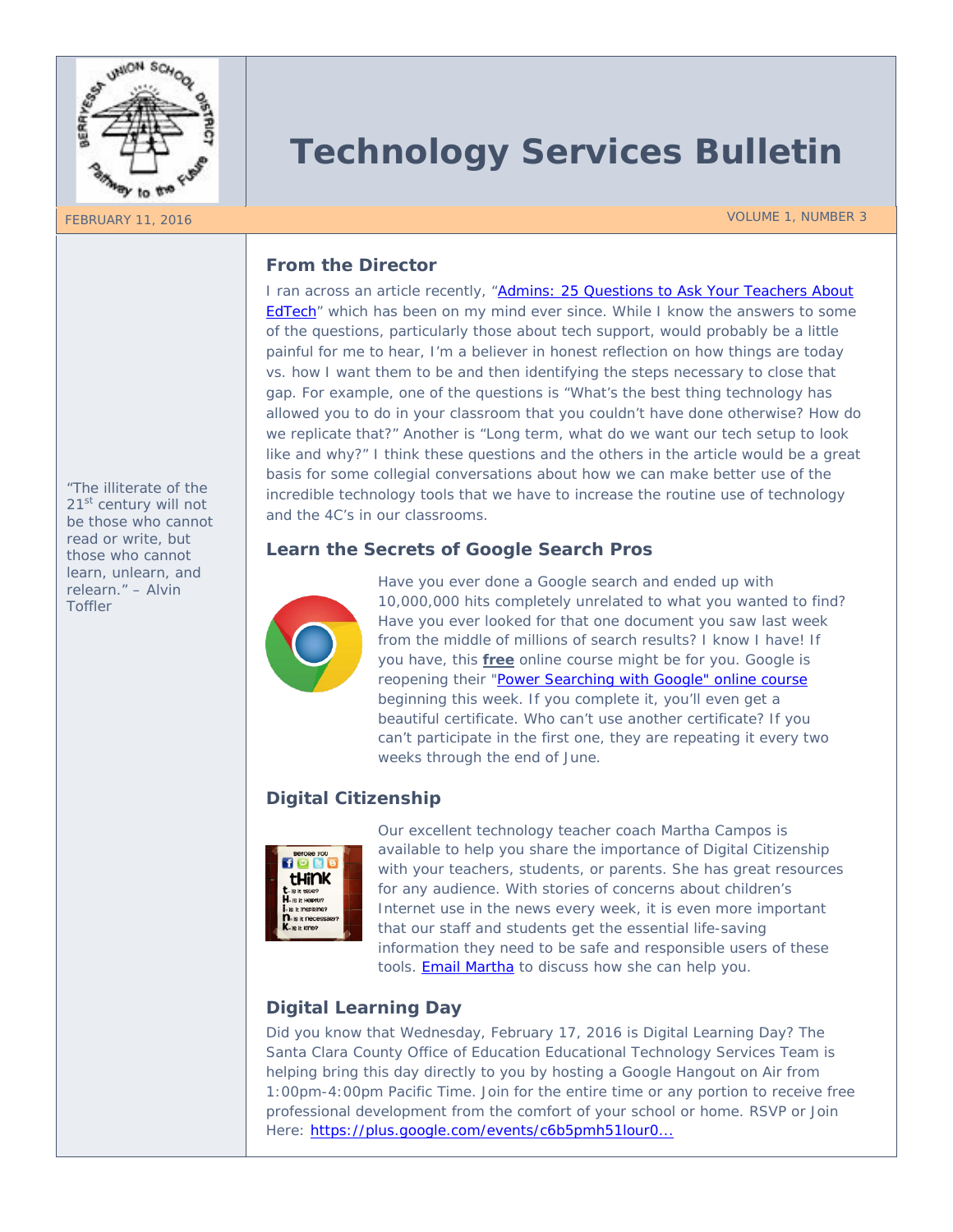# Technology Services Bulletin

FEBRUARY 11, 2016

VOLUME 1, NUMBER 3

"The illiterate of the 21st century will not be those who cannot read or write, but those who cannot learn, unlearn, and relearn." – Alvin Toffler

## From the Director

I ran across an article recently, "Admins: 25 Questions to Ask Your Teachers About EdTech" which has been on my mind ever since. While I know the answers to some of the questions, particularly those about tech support, would probably be a little painful for me to hear, I'm a believer in honest reflection on how things are today vs. how I want them to be and then identifying the steps necessary to close that gap. For example, one of the questions is "What's the best thing technology has allowed you to do in your classroom that you couldn't have done otherwise? How do we replicate that?" Another is "Long term, what do we want our tech setup to look like and why?" I think these questions and the others in the article would be a great basis for some collegial conversations about how we can make better use of the incredible technology tools that we have to increase the routine use of technology and the 4C's in our classrooms.

## Learn the Secrets of Google Search Pros

Have you ever done a Google search and ended up with 10,000,000 hits completely unrelated to what you wanted to find? Have you ever looked for that one document you saw last week from the middle of millions of search results? I know I have! If you have, this **free** online course might be for you. Google is reopening their "Power Searching with Google" online course beginning this week. If you complete it, you'll even get a beautiful certificate. Who can't use another certificate? If you can't participate in the first one, they are repeating it every two weeks through the end of June.

## Digital Citizenship

Our excellent technology teacher coach Martha Campos is available to help you share the importance of Digital Citizenship with your teachers, students, or parents. She has great resources for any audience. With stories of concerns about children's Internet use in the news every week, it is even more important that our staff and students get the essential life-saving information they need to be safe and responsible users of these tools. Email Martha to discuss how she can help you.

## Digital Learning Day

Did you know that Wednesday, February 17, 2016 is Digital Learning Day? The Santa Clara County Office of Education Educational Technology Services Team is helping bring this day directly to you by hosting a Google Hangout on Air from 1:00pm-4:00pm Pacific Time. Join for the entire time or any portion to receive free professional development from the comfort of your school or home. RSVP or Join Here: https://plus.google.com/events/c6b5pmh51lour0...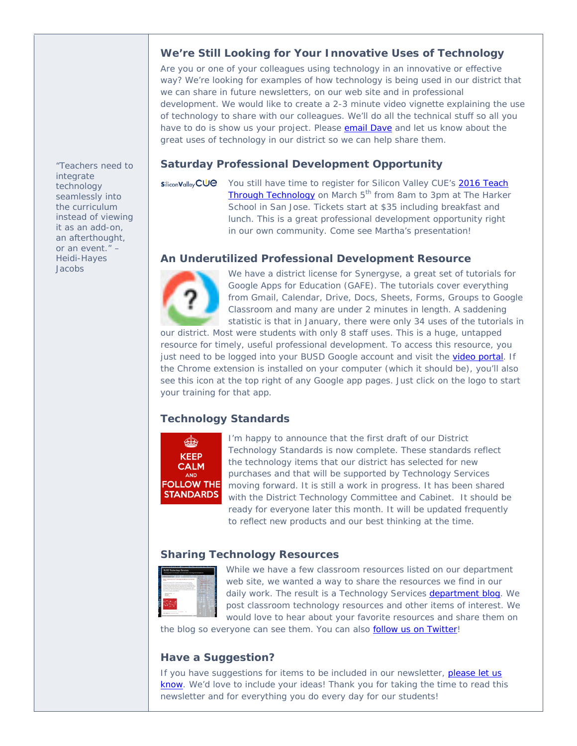## We're Still Looking for Your Innovative Uses of Technology

Are you or one of your colleagues using technology in an innovative or effective way? We're looking for examples of how technology is being used in our district that we can share in future newsletters, on our web site and in professional development. We would like to create a 2-3 minute video vignette explaining the use of technology to share with our colleagues. We'll do all the technical stuff so all you have to do is show us your project. Please email Dave and let us know about the great uses of technology in our district so we can help share them.

"Teachers need to integrate technology seamlessly into the curriculum instead of viewing it as an add-on, an afterthought, or an event." – Heidi-Hayes Jacobs

## Saturday Professional Development Opportunity

SiliconValleyCUE

You still have time to register for Silicon Valley CUE's 2016 Teach Through Technology on March 5th from 8am to 3pm at The Harker School in San Jose. Tickets start at $35 including breakfast and lunch. This is a great professional development opportunity right in our own community. Come see Martha's presentation!

## An Underutilized Professional Development Resource

We have a district license for Synergyse, a great set of tutorials for Google Apps for Education (GAFE). The tutorials cover everything from Gmail, Calendar, Drive, Docs, Sheets, Forms, Groups to Google Classroom and many are under 2 minutes in length. A saddening statistic is that in January, there were only 34 uses of the tutorials in our district. Most were students with only 8 staff uses. This is a huge, untapped resource for timely, useful professional development. To access this resource, you just need to be logged into your BUSD Google account and visit the video portal. If the Chrome extension is installed on your computer (which it should be), you'll also see this icon at the top right of any Google app pages. Just click on the logo to start your training for that app.

## Technology Standards

KEEP CALM AND FOLLOW THE STANDARDS

I'm happy to announce that the first draft of our District Technology Standards is now complete. These standards reflect the technology items that our district has selected for new purchases and that will be supported by Technology Services moving forward. It is still a work in progress. It has been shared with the District Technology Committee and Cabinet. It should be ready for everyone later this month. It will be updated frequently to reflect new products and our best thinking at the time.

## Sharing Technology Resources

While we have a few classroom resources listed on our department web site, we wanted a way to share the resources we find in our daily work. The result is a Technology Services department blog. We post classroom technology resources and other items of interest. We would love to hear about your favorite resources and share them on the blog so everyone can see them. You can also follow us on Twitter!

## Have a Suggestion?

If you have suggestions for items to be included in our newsletter, please let us know. We'd love to include your ideas! Thank you for taking the time to read this newsletter and for everything you do every day for our students!